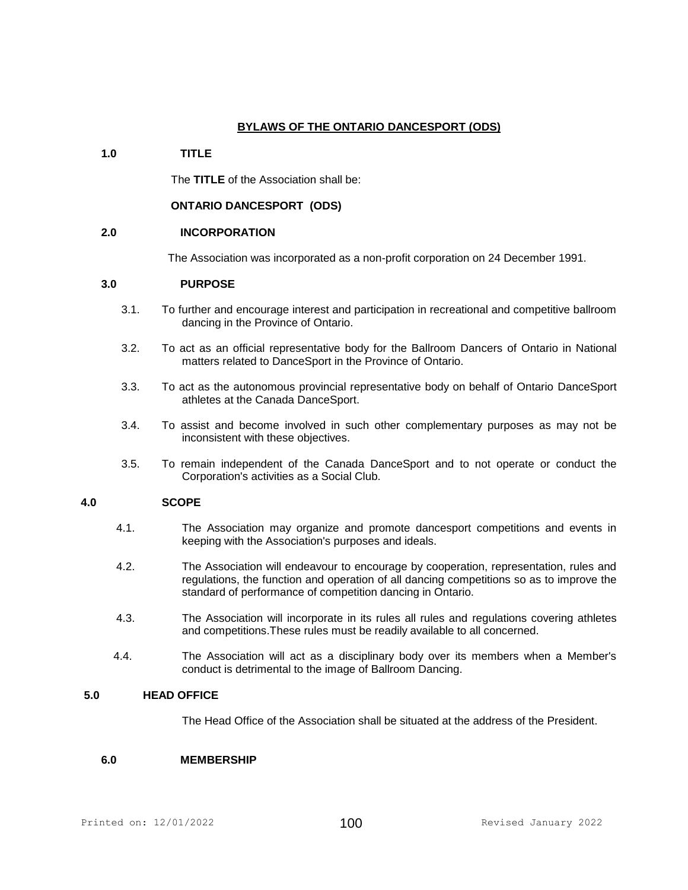# BYLAWS OF THE ONTARIO DANCESPORT (ODS)

## 1.0 TITLE

The **TITLE** of the Association shall be:

**ONTARIO DANCESPORT (ODS)**

## 2.0 INCORPORATION

The Association was incorporated as a non-profit corporation on 24 December 1991.

## 3.0 PURPOSE

3.1. To further and encourage interest and participation in recreational and competitive ballroom dancing in the Province of Ontario.

3.2. To act as an official representative body for the Ballroom Dancers of Ontario in National matters related to DanceSport in the Province of Ontario.

3.3. To act as the autonomous provincial representative body on behalf of Ontario DanceSport athletes at the Canada DanceSport.

3.4. To assist and become involved in such other complementary purposes as may not be inconsistent with these objectives.

3.5. To remain independent of the Canada DanceSport and to not operate or conduct the Corporation's activities as a Social Club.

## 4.0 SCOPE

4.1. The Association may organize and promote dancesport competitions and events in keeping with the Association's purposes and ideals.

4.2. The Association will endeavour to encourage by cooperation, representation, rules and regulations, the function and operation of all dancing competitions so as to improve the standard of performance of competition dancing in Ontario.

4.3. The Association will incorporate in its rules all rules and regulations covering athletes and competitions.These rules must be readily available to all concerned.

4.4. The Association will act as a disciplinary body over its members when a Member's conduct is detrimental to the image of Ballroom Dancing.

## 5.0 HEAD OFFICE

The Head Office of the Association shall be situated at the address of the President.

## 6.0 MEMBERSHIP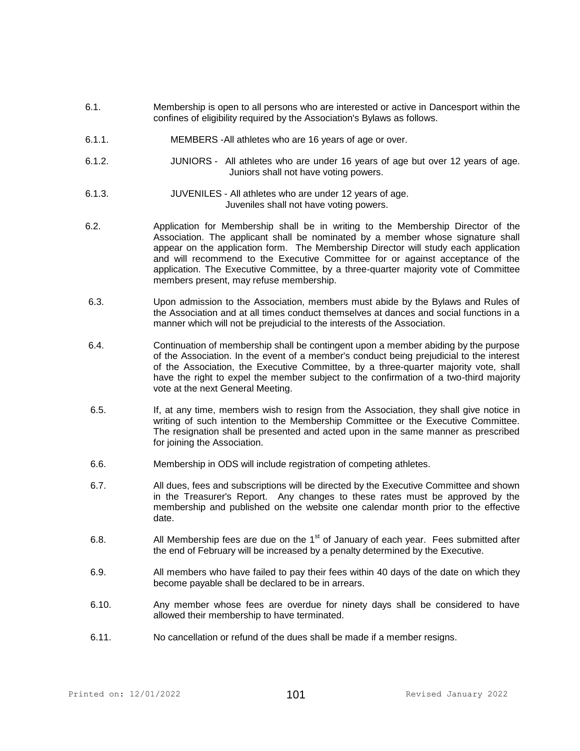6.1. Membership is open to all persons who are interested or active in Dancesport within the confines of eligibility required by the Association's Bylaws as follows.

6.1.1. MEMBERS -All athletes who are 16 years of age or over.

6.1.2. JUNIORS - All athletes who are under 16 years of age but over 12 years of age. Juniors shall not have voting powers.

6.1.3. JUVENILES - All athletes who are under 12 years of age. Juveniles shall not have voting powers.

6.2. Application for Membership shall be in writing to the Membership Director of the Association. The applicant shall be nominated by a member whose signature shall appear on the application form. The Membership Director will study each application and will recommend to the Executive Committee for or against acceptance of the application. The Executive Committee, by a three-quarter majority vote of Committee members present, may refuse membership.

6.3. Upon admission to the Association, members must abide by the Bylaws and Rules of the Association and at all times conduct themselves at dances and social functions in a manner which will not be prejudicial to the interests of the Association.

6.4. Continuation of membership shall be contingent upon a member abiding by the purpose of the Association. In the event of a member's conduct being prejudicial to the interest of the Association, the Executive Committee, by a three-quarter majority vote, shall have the right to expel the member subject to the confirmation of a two-third majority vote at the next General Meeting.

6.5. If, at any time, members wish to resign from the Association, they shall give notice in writing of such intention to the Membership Committee or the Executive Committee. The resignation shall be presented and acted upon in the same manner as prescribed for joining the Association.

6.6. Membership in ODS will include registration of competing athletes.

6.7. All dues, fees and subscriptions will be directed by the Executive Committee and shown in the Treasurer's Report. Any changes to these rates must be approved by the membership and published on the website one calendar month prior to the effective date.

6.8. All Membership fees are due on the 1st of January of each year. Fees submitted after the end of February will be increased by a penalty determined by the Executive.

6.9. All members who have failed to pay their fees within 40 days of the date on which they become payable shall be declared to be in arrears.

6.10. Any member whose fees are overdue for ninety days shall be considered to have allowed their membership to have terminated.

6.11. No cancellation or refund of the dues shall be made if a member resigns.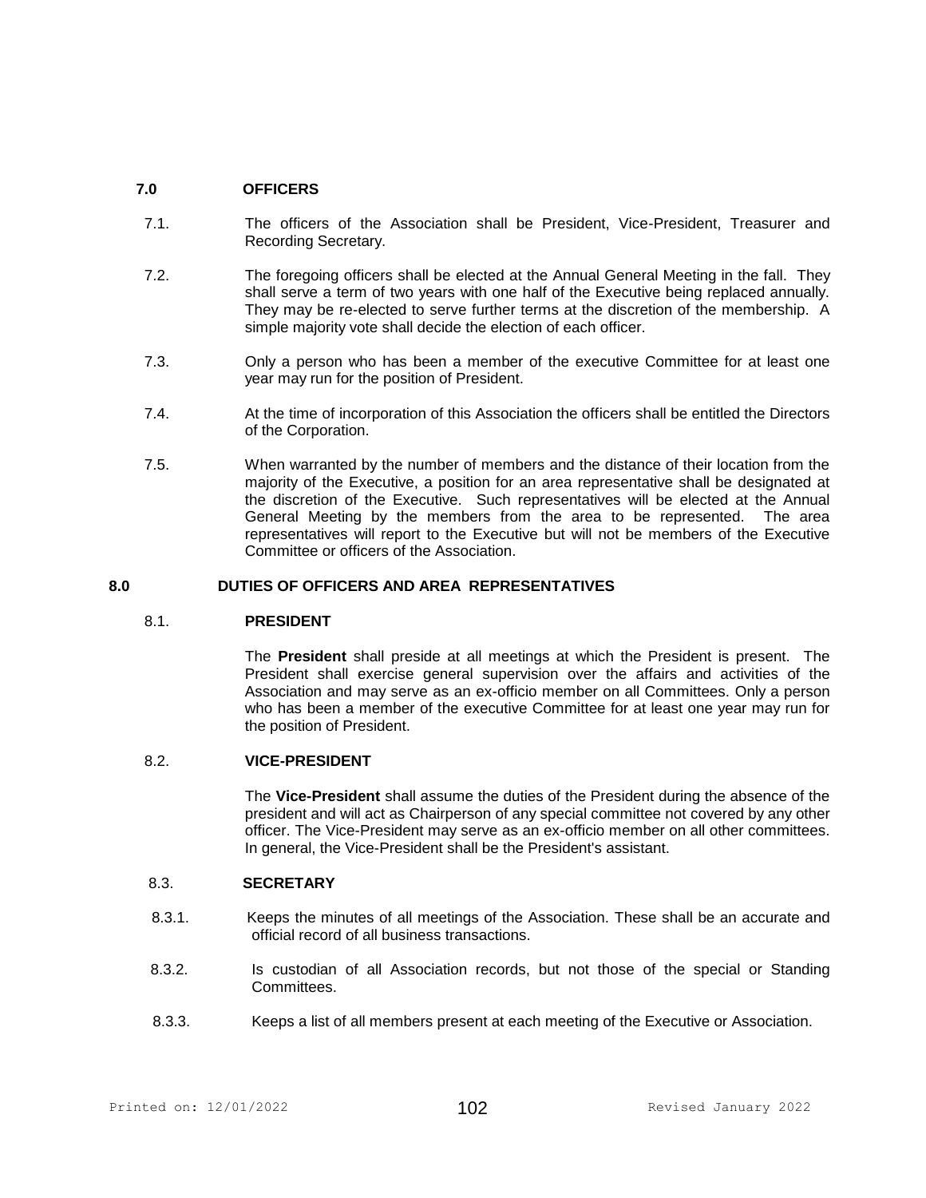## 7.0 OFFICERS

7.1. The officers of the Association shall be President, Vice-President, Treasurer and Recording Secretary.

7.2. The foregoing officers shall be elected at the Annual General Meeting in the fall. They shall serve a term of two years with one half of the Executive being replaced annually. They may be re-elected to serve further terms at the discretion of the membership. A simple majority vote shall decide the election of each officer.

7.3. Only a person who has been a member of the executive Committee for at least one year may run for the position of President.

7.4. At the time of incorporation of this Association the officers shall be entitled the Directors of the Corporation.

7.5. When warranted by the number of members and the distance of their location from the majority of the Executive, a position for an area representative shall be designated at the discretion of the Executive. Such representatives will be elected at the Annual General Meeting by the members from the area to be represented. The area representatives will report to the Executive but will not be members of the Executive Committee or officers of the Association.

## 8.0 DUTIES OF OFFICERS AND AREA REPRESENTATIVES

### 8.1. PRESIDENT

The **President** shall preside at all meetings at which the President is present. The President shall exercise general supervision over the affairs and activities of the Association and may serve as an ex-officio member on all Committees. Only a person who has been a member of the executive Committee for at least one year may run for the position of President.

### 8.2. VICE-PRESIDENT

The **Vice-President** shall assume the duties of the President during the absence of the president and will act as Chairperson of any special committee not covered by any other officer. The Vice-President may serve as an ex-officio member on all other committees. In general, the Vice-President shall be the President's assistant.

### 8.3. SECRETARY

8.3.1. Keeps the minutes of all meetings of the Association. These shall be an accurate and official record of all business transactions.

8.3.2. Is custodian of all Association records, but not those of the special or Standing Committees.

8.3.3. Keeps a list of all members present at each meeting of the Executive or Association.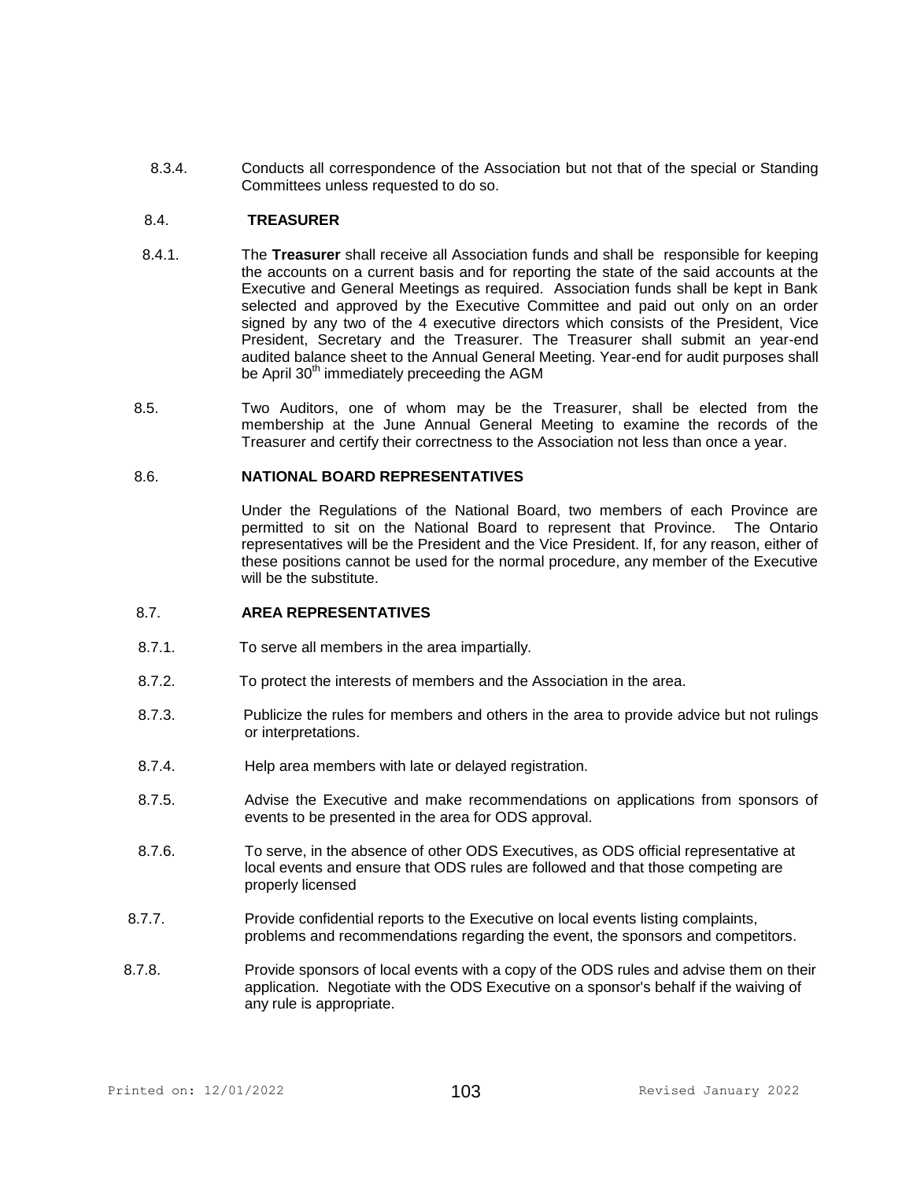8.3.4. Conducts all correspondence of the Association but not that of the special or Standing Committees unless requested to do so.

8.4. **TREASURER**

8.4.1. The **Treasurer** shall receive all Association funds and shall be responsible for keeping the accounts on a current basis and for reporting the state of the said accounts at the Executive and General Meetings as required. Association funds shall be kept in Bank selected and approved by the Executive Committee and paid out only on an order signed by any two of the 4 executive directors which consists of the President, Vice President, Secretary and the Treasurer. The Treasurer shall submit an year-end audited balance sheet to the Annual General Meeting. Year-end for audit purposes shall be April 30th immediately preceeding the AGM

8.5. Two Auditors, one of whom may be the Treasurer, shall be elected from the membership at the June Annual General Meeting to examine the records of the Treasurer and certify their correctness to the Association not less than once a year.

8.6. **NATIONAL BOARD REPRESENTATIVES**

Under the Regulations of the National Board, two members of each Province are permitted to sit on the National Board to represent that Province. The Ontario representatives will be the President and the Vice President. If, for any reason, either of these positions cannot be used for the normal procedure, any member of the Executive will be the substitute.

8.7. **AREA REPRESENTATIVES**

8.7.1. To serve all members in the area impartially.

8.7.2. To protect the interests of members and the Association in the area.

8.7.3. Publicize the rules for members and others in the area to provide advice but not rulings or interpretations.

8.7.4. Help area members with late or delayed registration.

8.7.5. Advise the Executive and make recommendations on applications from sponsors of events to be presented in the area for ODS approval.

8.7.6. To serve, in the absence of other ODS Executives, as ODS official representative at local events and ensure that ODS rules are followed and that those competing are properly licensed

8.7.7. Provide confidential reports to the Executive on local events listing complaints, problems and recommendations regarding the event, the sponsors and competitors.

8.7.8. Provide sponsors of local events with a copy of the ODS rules and advise them on their application. Negotiate with the ODS Executive on a sponsor's behalf if the waiving of any rule is appropriate.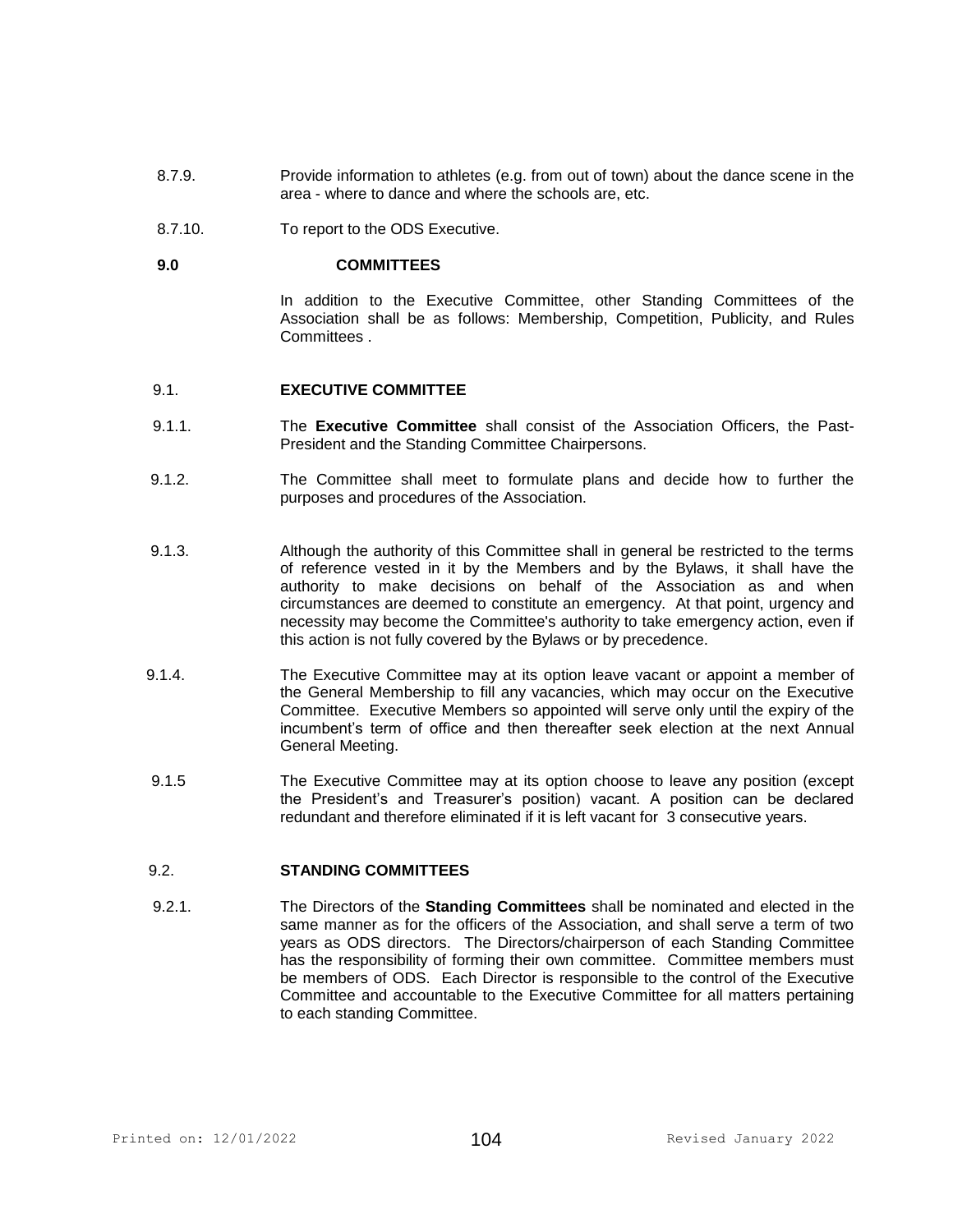8.7.9. Provide information to athletes (e.g. from out of town) about the dance scene in the area - where to dance and where the schools are, etc.

8.7.10. To report to the ODS Executive.

## 9.0 COMMITTEES

In addition to the Executive Committee, other Standing Committees of the Association shall be as follows: Membership, Competition, Publicity, and Rules Committees .

### 9.1. EXECUTIVE COMMITTEE

9.1.1. The **Executive Committee** shall consist of the Association Officers, the Past-President and the Standing Committee Chairpersons.

9.1.2. The Committee shall meet to formulate plans and decide how to further the purposes and procedures of the Association.

9.1.3. Although the authority of this Committee shall in general be restricted to the terms of reference vested in it by the Members and by the Bylaws, it shall have the authority to make decisions on behalf of the Association as and when circumstances are deemed to constitute an emergency. At that point, urgency and necessity may become the Committee's authority to take emergency action, even if this action is not fully covered by the Bylaws or by precedence.

9.1.4. The Executive Committee may at its option leave vacant or appoint a member of the General Membership to fill any vacancies, which may occur on the Executive Committee. Executive Members so appointed will serve only until the expiry of the incumbent's term of office and then thereafter seek election at the next Annual General Meeting.

9.1.5 The Executive Committee may at its option choose to leave any position (except the President's and Treasurer's position) vacant. A position can be declared redundant and therefore eliminated if it is left vacant for 3 consecutive years.

### 9.2. STANDING COMMITTEES

9.2.1. The Directors of the **Standing Committees** shall be nominated and elected in the same manner as for the officers of the Association, and shall serve a term of two years as ODS directors. The Directors/chairperson of each Standing Committee has the responsibility of forming their own committee. Committee members must be members of ODS. Each Director is responsible to the control of the Executive Committee and accountable to the Executive Committee for all matters pertaining to each standing Committee.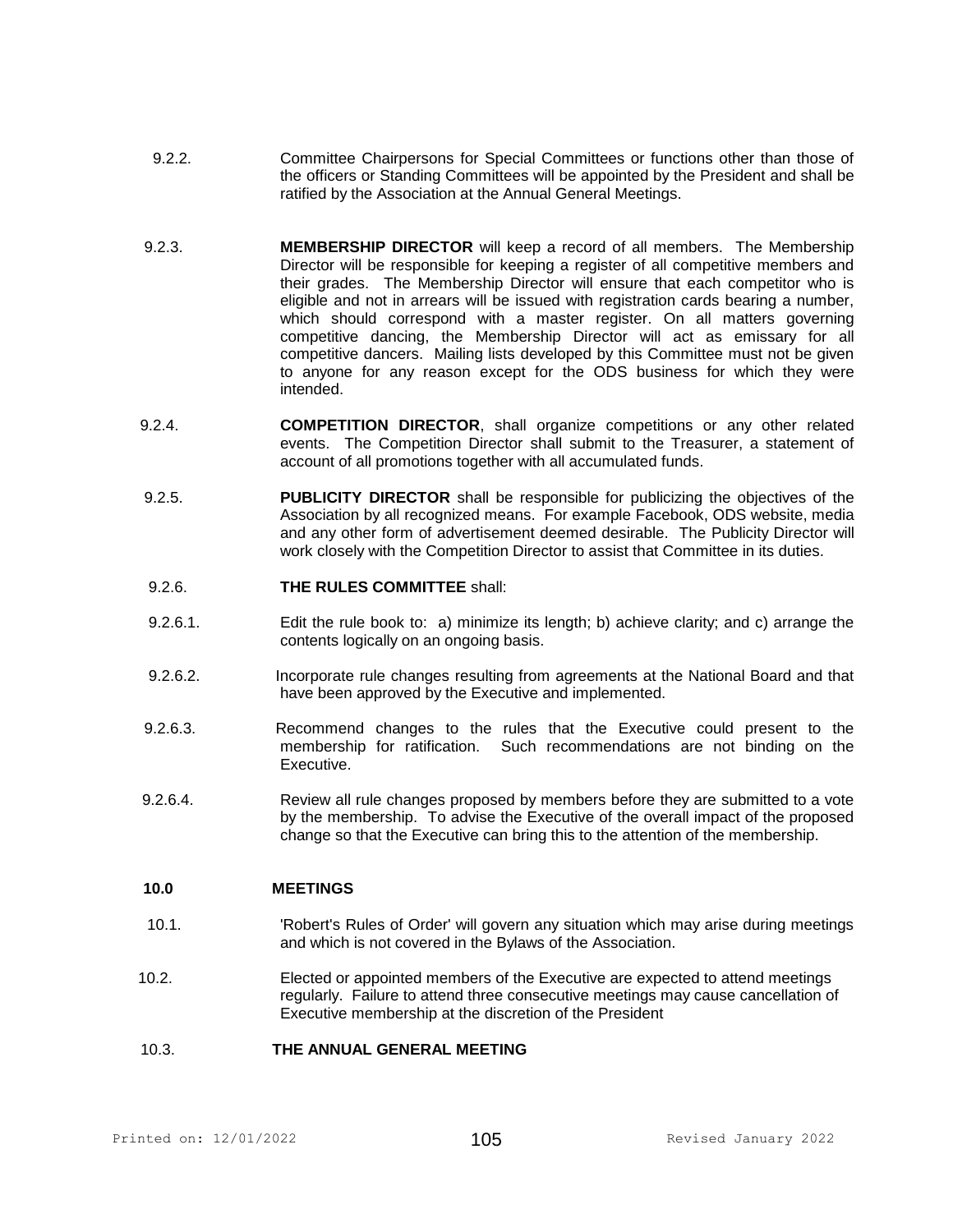9.2.2. Committee Chairpersons for Special Committees or functions other than those of the officers or Standing Committees will be appointed by the President and shall be ratified by the Association at the Annual General Meetings.

9.2.3. **MEMBERSHIP DIRECTOR** will keep a record of all members. The Membership Director will be responsible for keeping a register of all competitive members and their grades. The Membership Director will ensure that each competitor who is eligible and not in arrears will be issued with registration cards bearing a number, which should correspond with a master register. On all matters governing competitive dancing, the Membership Director will act as emissary for all competitive dancers. Mailing lists developed by this Committee must not be given to anyone for any reason except for the ODS business for which they were intended.

9.2.4. **COMPETITION DIRECTOR**, shall organize competitions or any other related events. The Competition Director shall submit to the Treasurer, a statement of account of all promotions together with all accumulated funds.

9.2.5. **PUBLICITY DIRECTOR** shall be responsible for publicizing the objectives of the Association by all recognized means. For example Facebook, ODS website, media and any other form of advertisement deemed desirable. The Publicity Director will work closely with the Competition Director to assist that Committee in its duties.

9.2.6. **THE RULES COMMITTEE** shall:

9.2.6.1. Edit the rule book to: a) minimize its length; b) achieve clarity; and c) arrange the contents logically on an ongoing basis.

9.2.6.2. Incorporate rule changes resulting from agreements at the National Board and that have been approved by the Executive and implemented.

9.2.6.3. Recommend changes to the rules that the Executive could present to the membership for ratification. Such recommendations are not binding on the Executive.

9.2.6.4. Review all rule changes proposed by members before they are submitted to a vote by the membership. To advise the Executive of the overall impact of the proposed change so that the Executive can bring this to the attention of the membership.

## 10.0 MEETINGS

10.1. 'Robert's Rules of Order' will govern any situation which may arise during meetings and which is not covered in the Bylaws of the Association.

10.2. Elected or appointed members of the Executive are expected to attend meetings regularly. Failure to attend three consecutive meetings may cause cancellation of Executive membership at the discretion of the President

10.3. **THE ANNUAL GENERAL MEETING**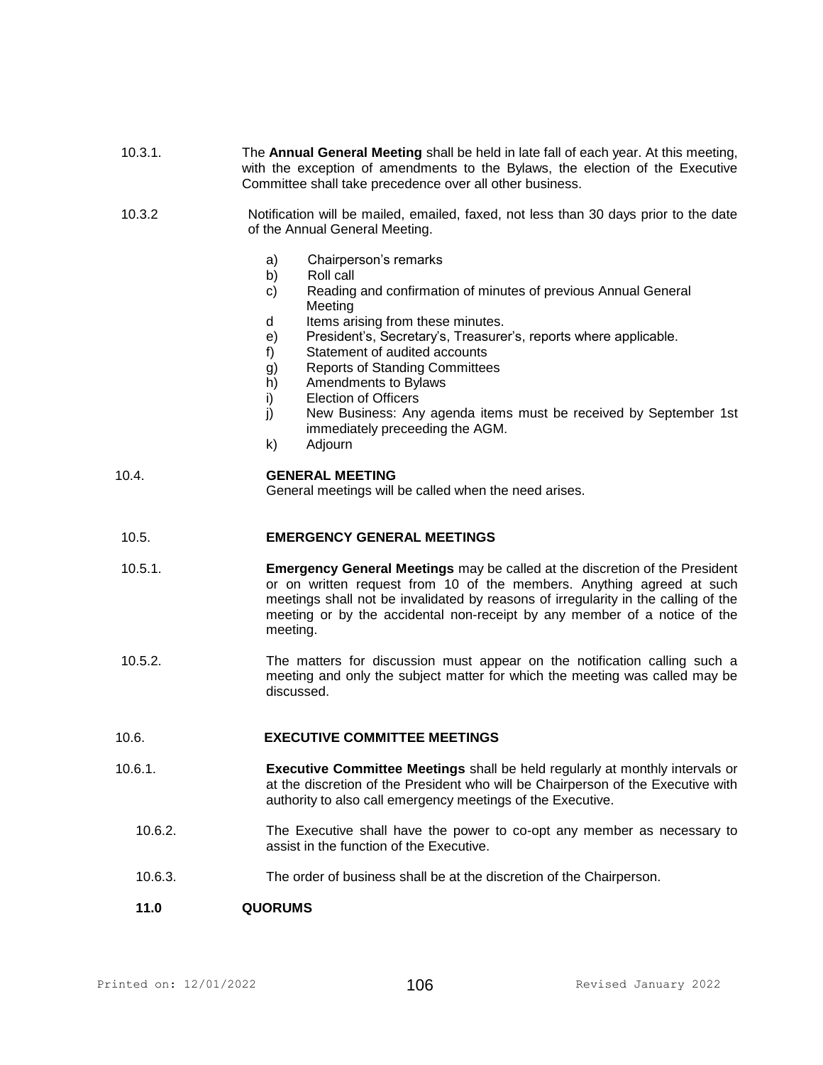10.3.1. The **Annual General Meeting** shall be held in late fall of each year. At this meeting, with the exception of amendments to the Bylaws, the election of the Executive Committee shall take precedence over all other business.

10.3.2 Notification will be mailed, emailed, faxed, not less than 30 days prior to the date of the Annual General Meeting.

a) Chairperson's remarks
b) Roll call
c) Reading and confirmation of minutes of previous Annual General Meeting
d Items arising from these minutes.
e) President's, Secretary's, Treasurer's, reports where applicable.
f) Statement of audited accounts
g) Reports of Standing Committees
h) Amendments to Bylaws
i) Election of Officers
j) New Business: Any agenda items must be received by September 1st immediately preceeding the AGM.
k) Adjourn

## 10.4. GENERAL MEETING

General meetings will be called when the need arises.

## 10.5. EMERGENCY GENERAL MEETINGS

10.5.1. **Emergency General Meetings** may be called at the discretion of the President or on written request from 10 of the members. Anything agreed at such meetings shall not be invalidated by reasons of irregularity in the calling of the meeting or by the accidental non-receipt by any member of a notice of the meeting.

10.5.2. The matters for discussion must appear on the notification calling such a meeting and only the subject matter for which the meeting was called may be discussed.

## 10.6. EXECUTIVE COMMITTEE MEETINGS

10.6.1. **Executive Committee Meetings** shall be held regularly at monthly intervals or at the discretion of the President who will be Chairperson of the Executive with authority to also call emergency meetings of the Executive.

10.6.2. The Executive shall have the power to co-opt any member as necessary to assist in the function of the Executive.

10.6.3. The order of business shall be at the discretion of the Chairperson.

## 11.0 QUORUMS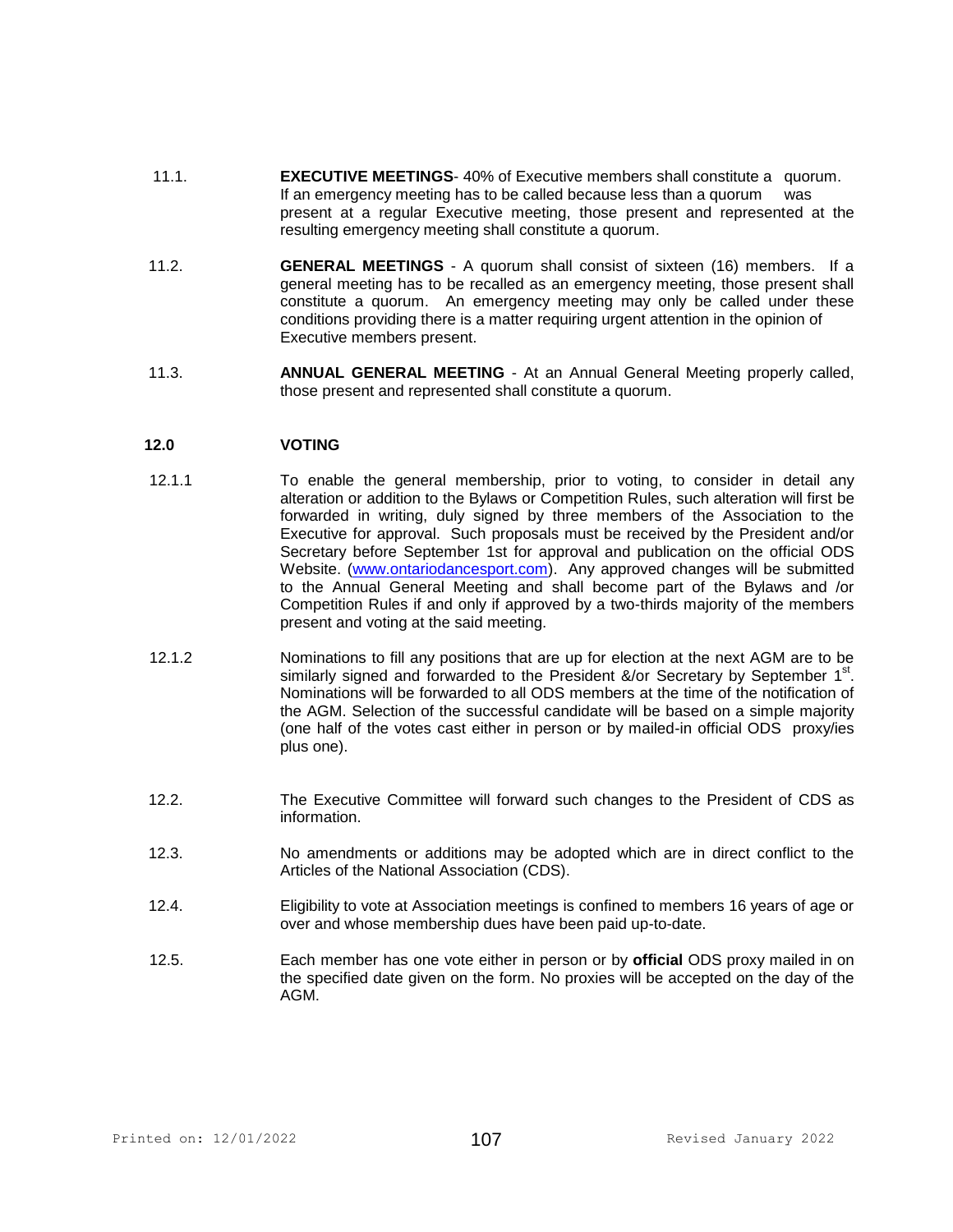11.1. **EXECUTIVE MEETINGS**- 40% of Executive members shall constitute a quorum. If an emergency meeting has to be called because less than a quorum was present at a regular Executive meeting, those present and represented at the resulting emergency meeting shall constitute a quorum.

11.2. **GENERAL MEETINGS** - A quorum shall consist of sixteen (16) members. If a general meeting has to be recalled as an emergency meeting, those present shall constitute a quorum. An emergency meeting may only be called under these conditions providing there is a matter requiring urgent attention in the opinion of Executive members present.

11.3. **ANNUAL GENERAL MEETING** - At an Annual General Meeting properly called, those present and represented shall constitute a quorum.

## 12.0 VOTING

12.1.1 To enable the general membership, prior to voting, to consider in detail any alteration or addition to the Bylaws or Competition Rules, such alteration will first be forwarded in writing, duly signed by three members of the Association to the Executive for approval. Such proposals must be received by the President and/or Secretary before September 1st for approval and publication on the official ODS Website. (www.ontariodancesport.com). Any approved changes will be submitted to the Annual General Meeting and shall become part of the Bylaws and /or Competition Rules if and only if approved by a two-thirds majority of the members present and voting at the said meeting.

12.1.2 Nominations to fill any positions that are up for election at the next AGM are to be similarly signed and forwarded to the President &/or Secretary by September 1st. Nominations will be forwarded to all ODS members at the time of the notification of the AGM. Selection of the successful candidate will be based on a simple majority (one half of the votes cast either in person or by mailed-in official ODS proxy/ies plus one).

12.2. The Executive Committee will forward such changes to the President of CDS as information.

12.3. No amendments or additions may be adopted which are in direct conflict to the Articles of the National Association (CDS).

12.4. Eligibility to vote at Association meetings is confined to members 16 years of age or over and whose membership dues have been paid up-to-date.

12.5. Each member has one vote either in person or by **official** ODS proxy mailed in on the specified date given on the form. No proxies will be accepted on the day of the AGM.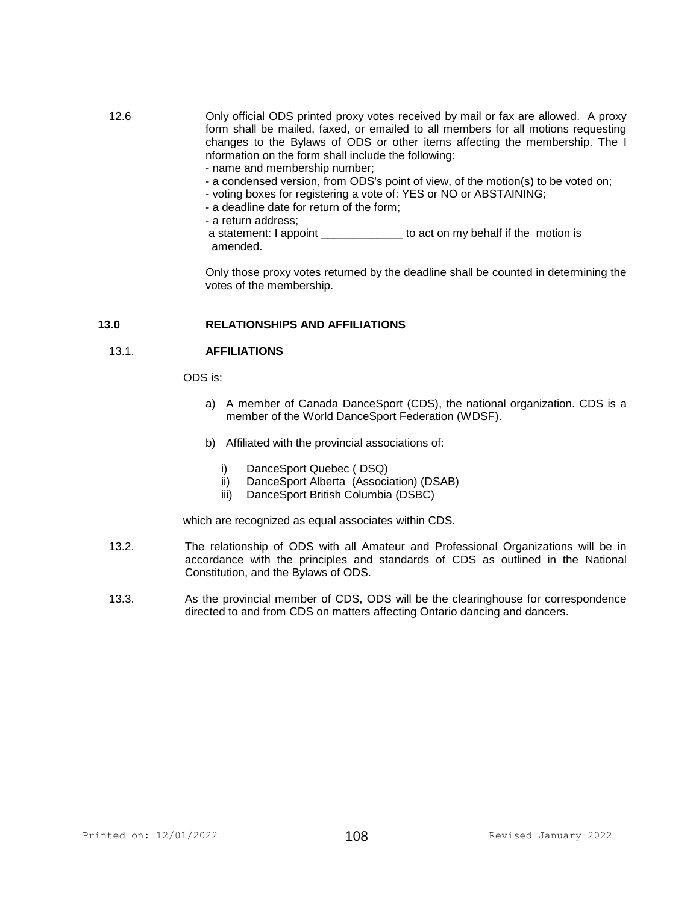12.6 Only official ODS printed proxy votes received by mail or fax are allowed. A proxy form shall be mailed, faxed, or emailed to all members for all motions requesting changes to the Bylaws of ODS or other items affecting the membership. The I nformation on the form shall include the following:

- name and membership number;
- a condensed version, from ODS's point of view, of the motion(s) to be voted on;
- voting boxes for registering a vote of: YES or NO or ABSTAINING;
- a deadline date for return of the form;
- a return address;

a statement: I appoint _____________ to act on my behalf if the motion is amended.

Only those proxy votes returned by the deadline shall be counted in determining the votes of the membership.

## 13.0 RELATIONSHIPS AND AFFILIATIONS

### 13.1. AFFILIATIONS

ODS is:

a) A member of Canada DanceSport (CDS), the national organization. CDS is a member of the World DanceSport Federation (WDSF).

b) Affiliated with the provincial associations of:

   i) DanceSport Quebec ( DSQ)
   ii) DanceSport Alberta (Association) (DSAB)
   iii) DanceSport British Columbia (DSBC)

which are recognized as equal associates within CDS.

13.2. The relationship of ODS with all Amateur and Professional Organizations will be in accordance with the principles and standards of CDS as outlined in the National Constitution, and the Bylaws of ODS.

13.3. As the provincial member of CDS, ODS will be the clearinghouse for correspondence directed to and from CDS on matters affecting Ontario dancing and dancers.